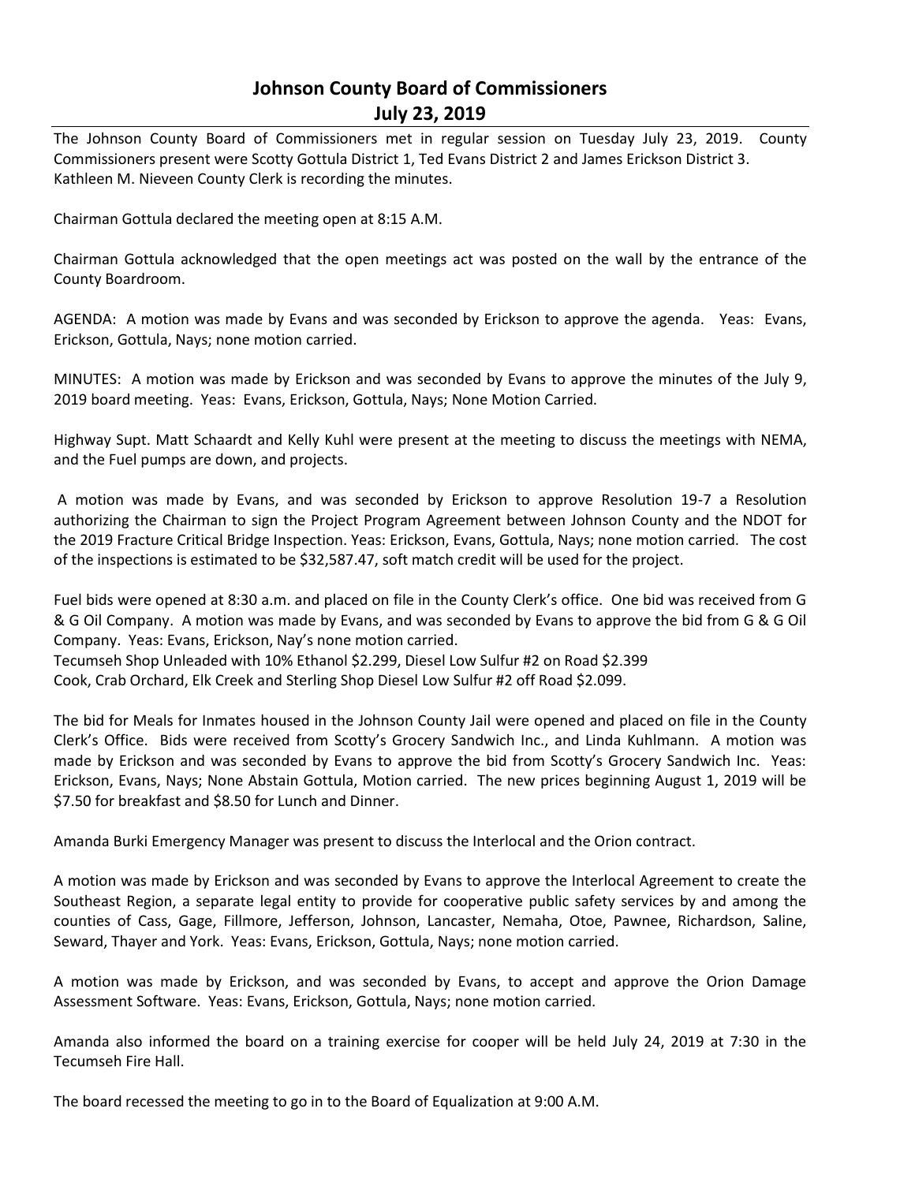# Johnson County Board of Commissioners
## July 23, 2019

The Johnson County Board of Commissioners met in regular session on Tuesday July 23, 2019. County Commissioners present were Scotty Gottula District 1, Ted Evans District 2 and James Erickson District 3. Kathleen M. Nieveen County Clerk is recording the minutes.

Chairman Gottula declared the meeting open at 8:15 A.M.

Chairman Gottula acknowledged that the open meetings act was posted on the wall by the entrance of the County Boardroom.

AGENDA: A motion was made by Evans and was seconded by Erickson to approve the agenda. Yeas: Evans, Erickson, Gottula, Nays; none motion carried.

MINUTES: A motion was made by Erickson and was seconded by Evans to approve the minutes of the July 9, 2019 board meeting. Yeas: Evans, Erickson, Gottula, Nays; None Motion Carried.

Highway Supt. Matt Schaardt and Kelly Kuhl were present at the meeting to discuss the meetings with NEMA, and the Fuel pumps are down, and projects.

A motion was made by Evans, and was seconded by Erickson to approve Resolution 19-7 a Resolution authorizing the Chairman to sign the Project Program Agreement between Johnson County and the NDOT for the 2019 Fracture Critical Bridge Inspection. Yeas: Erickson, Evans, Gottula, Nays; none motion carried. The cost of the inspections is estimated to be $32,587.47, soft match credit will be used for the project.

Fuel bids were opened at 8:30 a.m. and placed on file in the County Clerk's office. One bid was received from G & G Oil Company. A motion was made by Evans, and was seconded by Evans to approve the bid from G & G Oil Company. Yeas: Evans, Erickson, Nay's none motion carried.
Tecumseh Shop Unleaded with 10% Ethanol $2.299, Diesel Low Sulfur #2 on Road $2.399
Cook, Crab Orchard, Elk Creek and Sterling Shop Diesel Low Sulfur #2 off Road $2.099.

The bid for Meals for Inmates housed in the Johnson County Jail were opened and placed on file in the County Clerk's Office. Bids were received from Scotty's Grocery Sandwich Inc., and Linda Kuhlmann. A motion was made by Erickson and was seconded by Evans to approve the bid from Scotty's Grocery Sandwich Inc. Yeas: Erickson, Evans, Nays; None Abstain Gottula, Motion carried. The new prices beginning August 1, 2019 will be $7.50 for breakfast and $8.50 for Lunch and Dinner.

Amanda Burki Emergency Manager was present to discuss the Interlocal and the Orion contract.

A motion was made by Erickson and was seconded by Evans to approve the Interlocal Agreement to create the Southeast Region, a separate legal entity to provide for cooperative public safety services by and among the counties of Cass, Gage, Fillmore, Jefferson, Johnson, Lancaster, Nemaha, Otoe, Pawnee, Richardson, Saline, Seward, Thayer and York. Yeas: Evans, Erickson, Gottula, Nays; none motion carried.

A motion was made by Erickson, and was seconded by Evans, to accept and approve the Orion Damage Assessment Software. Yeas: Evans, Erickson, Gottula, Nays; none motion carried.

Amanda also informed the board on a training exercise for cooper will be held July 24, 2019 at 7:30 in the Tecumseh Fire Hall.

The board recessed the meeting to go in to the Board of Equalization at 9:00 A.M.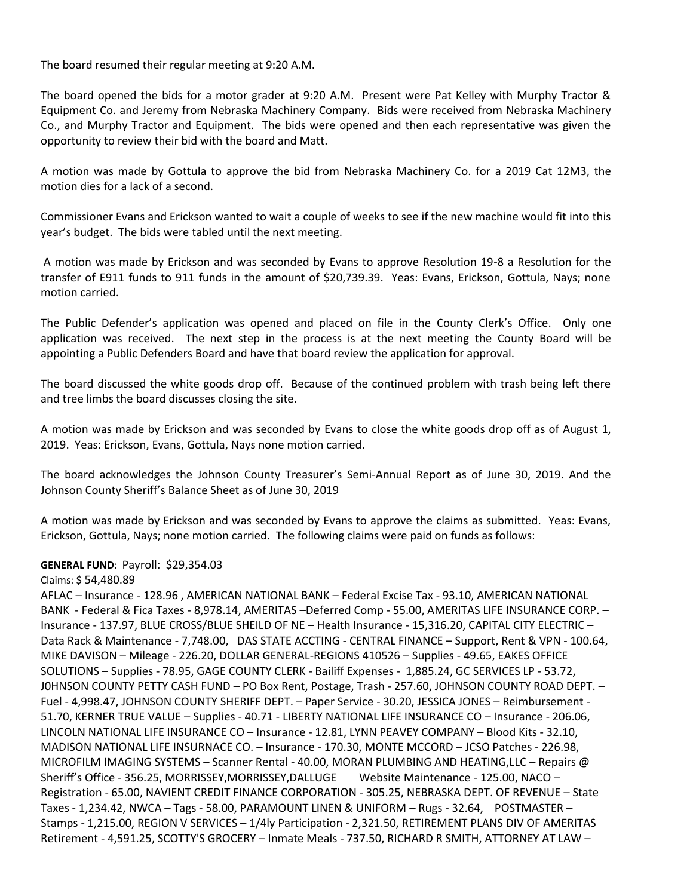The board resumed their regular meeting at 9:20 A.M.

The board opened the bids for a motor grader at 9:20 A.M. Present were Pat Kelley with Murphy Tractor & Equipment Co. and Jeremy from Nebraska Machinery Company. Bids were received from Nebraska Machinery Co., and Murphy Tractor and Equipment. The bids were opened and then each representative was given the opportunity to review their bid with the board and Matt.

A motion was made by Gottula to approve the bid from Nebraska Machinery Co. for a 2019 Cat 12M3, the motion dies for a lack of a second.

Commissioner Evans and Erickson wanted to wait a couple of weeks to see if the new machine would fit into this year's budget. The bids were tabled until the next meeting.

A motion was made by Erickson and was seconded by Evans to approve Resolution 19-8 a Resolution for the transfer of E911 funds to 911 funds in the amount of $20,739.39. Yeas: Evans, Erickson, Gottula, Nays; none motion carried.

The Public Defender's application was opened and placed on file in the County Clerk's Office. Only one application was received. The next step in the process is at the next meeting the County Board will be appointing a Public Defenders Board and have that board review the application for approval.

The board discussed the white goods drop off. Because of the continued problem with trash being left there and tree limbs the board discusses closing the site.

A motion was made by Erickson and was seconded by Evans to close the white goods drop off as of August 1, 2019. Yeas: Erickson, Evans, Gottula, Nays none motion carried.

The board acknowledges the Johnson County Treasurer's Semi-Annual Report as of June 30, 2019. And the Johnson County Sheriff's Balance Sheet as of June 30, 2019

A motion was made by Erickson and was seconded by Evans to approve the claims as submitted. Yeas: Evans, Erickson, Gottula, Nays; none motion carried. The following claims were paid on funds as follows:

**GENERAL FUND**: Payroll: $29,354.03

Claims: $ 54,480.89

AFLAC – Insurance - 128.96 , AMERICAN NATIONAL BANK – Federal Excise Tax - 93.10, AMERICAN NATIONAL BANK - Federal & Fica Taxes - 8,978.14, AMERITAS –Deferred Comp - 55.00, AMERITAS LIFE INSURANCE CORP. – Insurance - 137.97, BLUE CROSS/BLUE SHEILD OF NE – Health Insurance - 15,316.20, CAPITAL CITY ELECTRIC – Data Rack & Maintenance - 7,748.00, DAS STATE ACCTING - CENTRAL FINANCE – Support, Rent & VPN - 100.64, MIKE DAVISON – Mileage - 226.20, DOLLAR GENERAL-REGIONS 410526 – Supplies - 49.65, EAKES OFFICE SOLUTIONS – Supplies - 78.95, GAGE COUNTY CLERK - Bailiff Expenses - 1,885.24, GC SERVICES LP - 53.72, J0HNSON COUNTY PETTY CASH FUND – PO Box Rent, Postage, Trash - 257.60, JOHNSON COUNTY ROAD DEPT. – Fuel - 4,998.47, JOHNSON COUNTY SHERIFF DEPT. – Paper Service - 30.20, JESSICA JONES – Reimbursement - 51.70, KERNER TRUE VALUE – Supplies - 40.71 - LIBERTY NATIONAL LIFE INSURANCE CO – Insurance - 206.06, LINCOLN NATIONAL LIFE INSURANCE CO – Insurance - 12.81, LYNN PEAVEY COMPANY – Blood Kits - 32.10, MADISON NATIONAL LIFE INSURNACE CO. – Insurance - 170.30, MONTE MCCORD – JCSO Patches - 226.98, MICROFILM IMAGING SYSTEMS – Scanner Rental - 40.00, MORAN PLUMBING AND HEATING,LLC – Repairs @ Sheriff's Office - 356.25, MORRISSEY,MORRISSEY,DALLUGE Website Maintenance - 125.00, NACO – Registration - 65.00, NAVIENT CREDIT FINANCE CORPORATION - 305.25, NEBRASKA DEPT. OF REVENUE – State Taxes - 1,234.42, NWCA – Tags - 58.00, PARAMOUNT LINEN & UNIFORM – Rugs - 32.64, POSTMASTER – Stamps - 1,215.00, REGION V SERVICES – 1/4ly Participation - 2,321.50, RETIREMENT PLANS DIV OF AMERITAS Retirement - 4,591.25, SCOTTY'S GROCERY – Inmate Meals - 737.50, RICHARD R SMITH, ATTORNEY AT LAW –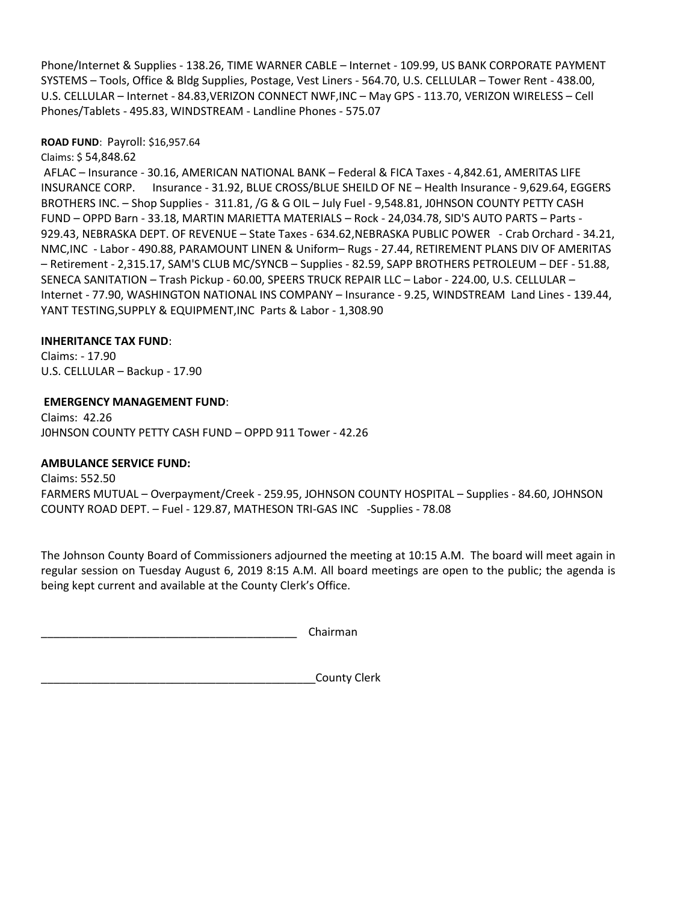Phone/Internet & Supplies - 138.26, TIME WARNER CABLE – Internet - 109.99, US BANK CORPORATE PAYMENT SYSTEMS – Tools, Office & Bldg Supplies, Postage, Vest Liners - 564.70, U.S. CELLULAR – Tower Rent - 438.00, U.S. CELLULAR – Internet - 84.83,VERIZON CONNECT NWF,INC – May GPS - 113.70, VERIZON WIRELESS – Cell Phones/Tablets - 495.83, WINDSTREAM - Landline Phones - 575.07

**ROAD FUND**: Payroll: $16,957.64

Claims: $ 54,848.62

AFLAC – Insurance - 30.16, AMERICAN NATIONAL BANK – Federal & FICA Taxes - 4,842.61, AMERITAS LIFE INSURANCE CORP. Insurance - 31.92, BLUE CROSS/BLUE SHEILD OF NE – Health Insurance - 9,629.64, EGGERS BROTHERS INC. – Shop Supplies - 311.81, /G & G OIL – July Fuel - 9,548.81, J0HNSON COUNTY PETTY CASH FUND – OPPD Barn - 33.18, MARTIN MARIETTA MATERIALS – Rock - 24,034.78, SID'S AUTO PARTS – Parts - 929.43, NEBRASKA DEPT. OF REVENUE – State Taxes - 634.62,NEBRASKA PUBLIC POWER - Crab Orchard - 34.21, NMC,INC - Labor - 490.88, PARAMOUNT LINEN & Uniform– Rugs - 27.44, RETIREMENT PLANS DIV OF AMERITAS – Retirement - 2,315.17, SAM'S CLUB MC/SYNCB – Supplies - 82.59, SAPP BROTHERS PETROLEUM – DEF - 51.88, SENECA SANITATION – Trash Pickup - 60.00, SPEERS TRUCK REPAIR LLC – Labor - 224.00, U.S. CELLULAR – Internet - 77.90, WASHINGTON NATIONAL INS COMPANY – Insurance - 9.25, WINDSTREAM Land Lines - 139.44, YANT TESTING,SUPPLY & EQUIPMENT,INC Parts & Labor - 1,308.90

**INHERITANCE TAX FUND**:

Claims: - 17.90

U.S. CELLULAR – Backup - 17.90

**EMERGENCY MANAGEMENT FUND**:

Claims: 42.26

J0HNSON COUNTY PETTY CASH FUND – OPPD 911 Tower - 42.26

**AMBULANCE SERVICE FUND:**

Claims: 552.50

FARMERS MUTUAL – Overpayment/Creek - 259.95, JOHNSON COUNTY HOSPITAL – Supplies - 84.60, JOHNSON COUNTY ROAD DEPT. – Fuel - 129.87, MATHESON TRI-GAS INC -Supplies - 78.08

The Johnson County Board of Commissioners adjourned the meeting at 10:15 A.M. The board will meet again in regular session on Tuesday August 6, 2019 8:15 A.M. All board meetings are open to the public; the agenda is being kept current and available at the County Clerk's Office.

\_\_\_\_\_\_\_\_\_\_\_\_\_\_\_\_\_\_\_\_\_\_\_\_\_\_\_\_\_\_\_\_\_\_\_\_\_\_\_\_\_\_ Chairman

\_\_\_\_\_\_\_\_\_\_\_\_\_\_\_\_\_\_\_\_\_\_\_\_\_\_\_\_\_\_\_\_\_\_\_\_\_\_\_\_\_\_\_\_County Clerk